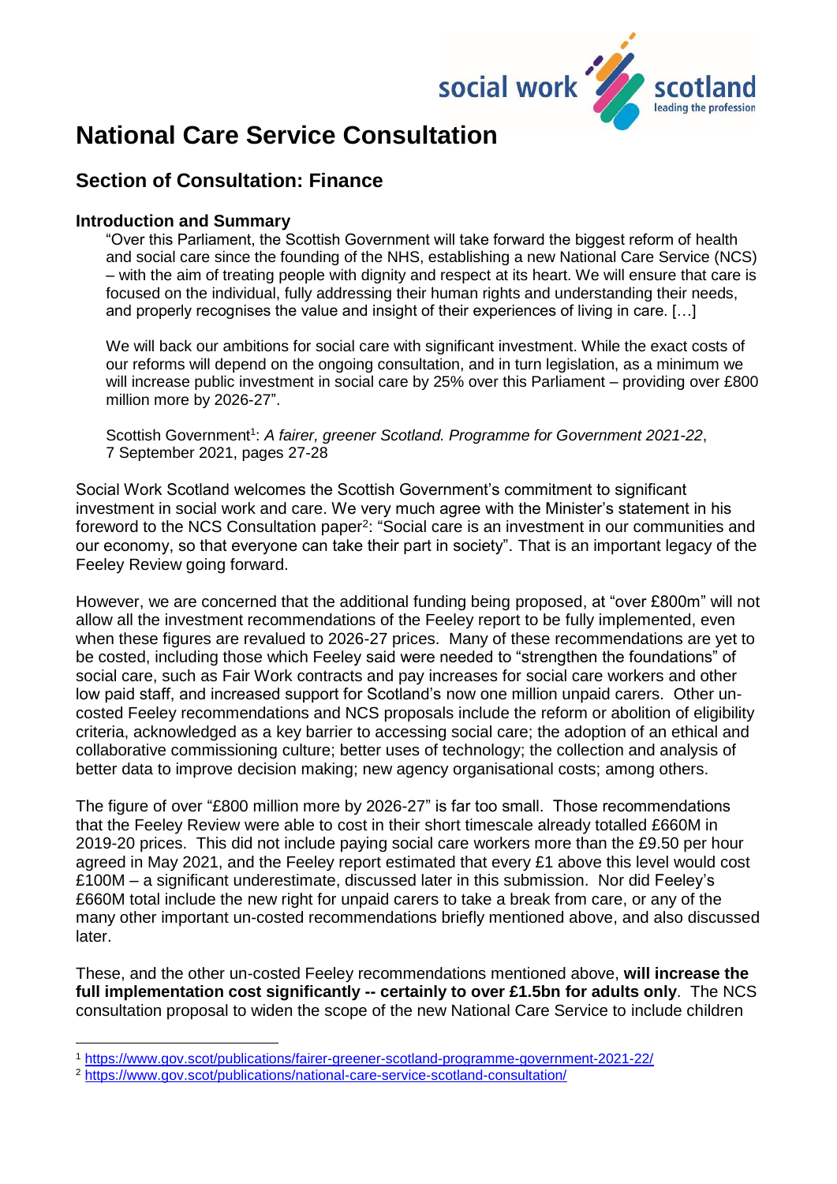# National Care Service Consultation

## Section of Consultation: Finance

### Introduction and Summary

> "Over this Parliament, the Scottish Government will take forward the biggest reform of health and social care since the founding of the NHS, establishing a new National Care Service (NCS) – with the aim of treating people with dignity and respect at its heart. We will ensure that care is focused on the individual, fully addressing their human rights and understanding their needs, and properly recognises the value and insight of their experiences of living in care. […]
>
> We will back our ambitions for social care with significant investment. While the exact costs of our reforms will depend on the ongoing consultation, and in turn legislation, as a minimum we will increase public investment in social care by 25% over this Parliament – providing over £800 million more by 2026-27".
>
> Scottish Government[1]: *A fairer, greener Scotland. Programme for Government 2021-22*, 7 September 2021, pages 27-28

Social Work Scotland welcomes the Scottish Government's commitment to significant investment in social work and care. We very much agree with the Minister's statement in his foreword to the NCS Consultation paper[2]: "Social care is an investment in our communities and our economy, so that everyone can take their part in society". That is an important legacy of the Feeley Review going forward.

However, we are concerned that the additional funding being proposed, at "over £800m" will not allow all the investment recommendations of the Feeley report to be fully implemented, even when these figures are revalued to 2026-27 prices. Many of these recommendations are yet to be costed, including those which Feeley said were needed to "strengthen the foundations" of social care, such as Fair Work contracts and pay increases for social care workers and other low paid staff, and increased support for Scotland's now one million unpaid carers. Other un-costed Feeley recommendations and NCS proposals include the reform or abolition of eligibility criteria, acknowledged as a key barrier to accessing social care; the adoption of an ethical and collaborative commissioning culture; better uses of technology; the collection and analysis of better data to improve decision making; new agency organisational costs; among others.

The figure of over "£800 million more by 2026-27" is far too small. Those recommendations that the Feeley Review were able to cost in their short timescale already totalled £660M in 2019-20 prices. This did not include paying social care workers more than the £9.50 per hour agreed in May 2021, and the Feeley report estimated that every £1 above this level would cost £100M – a significant underestimate, discussed later in this submission. Nor did Feeley's £660M total include the new right for unpaid carers to take a break from care, or any of the many other important un-costed recommendations briefly mentioned above, and also discussed later.

These, and the other un-costed Feeley recommendations mentioned above, **will increase the full implementation cost significantly -- certainly to over £1.5bn for adults only**. The NCS consultation proposal to widen the scope of the new National Care Service to include children

---

[1] https://www.gov.scot/publications/fairer-greener-scotland-programme-government-2021-22/

[2] https://www.gov.scot/publications/national-care-service-scotland-consultation/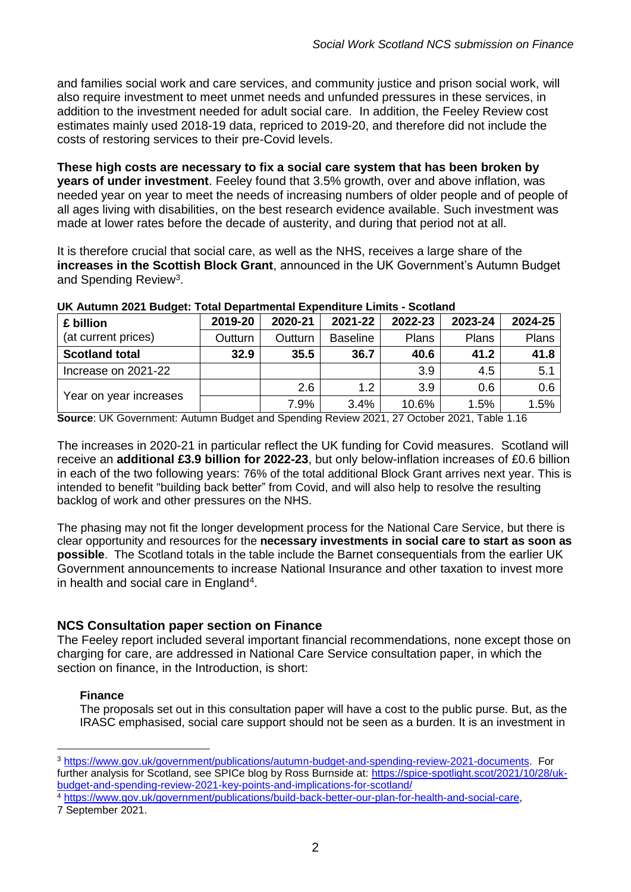and families social work and care services, and community justice and prison social work, will also require investment to meet unmet needs and unfunded pressures in these services, in addition to the investment needed for adult social care. In addition, the Feeley Review cost estimates mainly used 2018-19 data, repriced to 2019-20, and therefore did not include the costs of restoring services to their pre-Covid levels.

**These high costs are necessary to fix a social care system that has been broken by years of under investment**. Feeley found that 3.5% growth, over and above inflation, was needed year on year to meet the needs of increasing numbers of older people and of people of all ages living with disabilities, on the best research evidence available. Such investment was made at lower rates before the decade of austerity, and during that period not at all.

It is therefore crucial that social care, as well as the NHS, receives a large share of the **increases in the Scottish Block Grant**, announced in the UK Government's Autumn Budget and Spending Review[3].

**UK Autumn 2021 Budget: Total Departmental Expenditure Limits - Scotland**

| £ billion | 2019-20 | 2020-21 | 2021-22 | 2022-23 | 2023-24 | 2024-25 |
|---|---|---|---|---|---|---|
| (at current prices) | Outturn | Outturn | Baseline | Plans | Plans | Plans |
| **Scotland total** | **32.9** | **35.5** | **36.7** | **40.6** | **41.2** | **41.8** |
| Increase on 2021-22 | | | | 3.9 | 4.5 | 5.1 |
| Year on year increases | | 2.6 | 1.2 | 3.9 | 0.6 | 0.6 |
| | | 7.9% | 3.4% | 10.6% | 1.5% | 1.5% |

**Source**: UK Government: Autumn Budget and Spending Review 2021, 27 October 2021, Table 1.16

The increases in 2020-21 in particular reflect the UK funding for Covid measures. Scotland will receive an **additional £3.9 billion for 2022-23**, but only below-inflation increases of £0.6 billion in each of the two following years: 76% of the total additional Block Grant arrives next year. This is intended to benefit "building back better" from Covid, and will also help to resolve the resulting backlog of work and other pressures on the NHS.

The phasing may not fit the longer development process for the National Care Service, but there is clear opportunity and resources for the **necessary investments in social care to start as soon as possible**. The Scotland totals in the table include the Barnet consequentials from the earlier UK Government announcements to increase National Insurance and other taxation to invest more in health and social care in England[4].

## NCS Consultation paper section on Finance

The Feeley report included several important financial recommendations, none except those on charging for care, are addressed in National Care Service consultation paper, in which the section on finance, in the Introduction, is short:

> **Finance**
>
> The proposals set out in this consultation paper will have a cost to the public purse. But, as the IRASC emphasised, social care support should not be seen as a burden. It is an investment in

---

[3] https://www.gov.uk/government/publications/autumn-budget-and-spending-review-2021-documents. For further analysis for Scotland, see SPICe blog by Ross Burnside at: https://spice-spotlight.scot/2021/10/28/uk-budget-and-spending-review-2021-key-points-and-implications-for-scotland/

[4] https://www.gov.uk/government/publications/build-back-better-our-plan-for-health-and-social-care, 7 September 2021.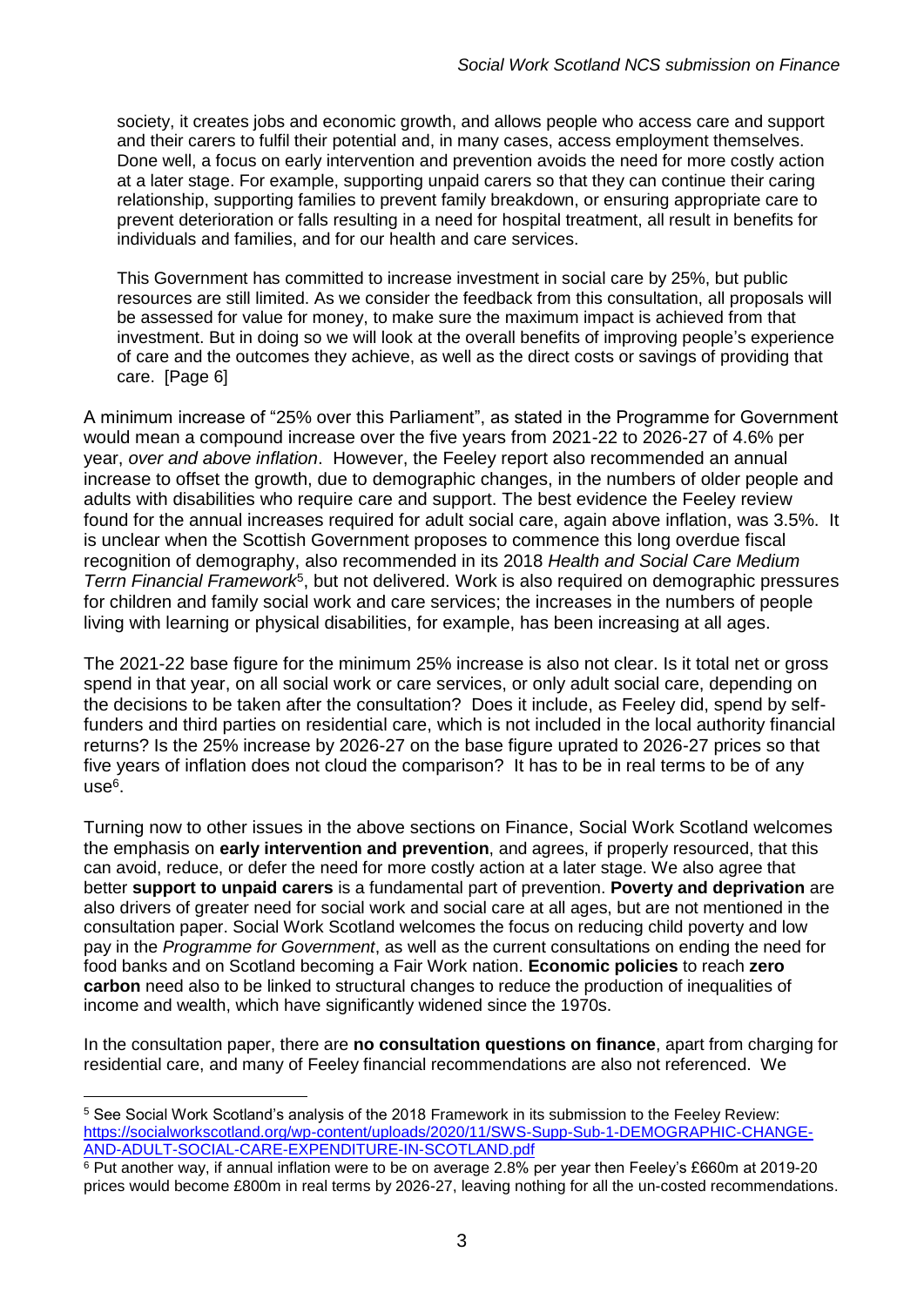society, it creates jobs and economic growth, and allows people who access care and support and their carers to fulfil their potential and, in many cases, access employment themselves. Done well, a focus on early intervention and prevention avoids the need for more costly action at a later stage. For example, supporting unpaid carers so that they can continue their caring relationship, supporting families to prevent family breakdown, or ensuring appropriate care to prevent deterioration or falls resulting in a need for hospital treatment, all result in benefits for individuals and families, and for our health and care services.

> This Government has committed to increase investment in social care by 25%, but public resources are still limited. As we consider the feedback from this consultation, all proposals will be assessed for value for money, to make sure the maximum impact is achieved from that investment. But in doing so we will look at the overall benefits of improving people's experience of care and the outcomes they achieve, as well as the direct costs or savings of providing that care. [Page 6]

A minimum increase of "25% over this Parliament", as stated in the Programme for Government would mean a compound increase over the five years from 2021-22 to 2026-27 of 4.6% per year, *over and above inflation*. However, the Feeley report also recommended an annual increase to offset the growth, due to demographic changes, in the numbers of older people and adults with disabilities who require care and support. The best evidence the Feeley review found for the annual increases required for adult social care, again above inflation, was 3.5%. It is unclear when the Scottish Government proposes to commence this long overdue fiscal recognition of demography, also recommended in its 2018 *Health and Social Care Medium Terrn Financial Framework*[5], but not delivered. Work is also required on demographic pressures for children and family social work and care services; the increases in the numbers of people living with learning or physical disabilities, for example, has been increasing at all ages.

The 2021-22 base figure for the minimum 25% increase is also not clear. Is it total net or gross spend in that year, on all social work or care services, or only adult social care, depending on the decisions to be taken after the consultation? Does it include, as Feeley did, spend by self-funders and third parties on residential care, which is not included in the local authority financial returns? Is the 25% increase by 2026-27 on the base figure uprated to 2026-27 prices so that five years of inflation does not cloud the comparison? It has to be in real terms to be of any use[6].

Turning now to other issues in the above sections on Finance, Social Work Scotland welcomes the emphasis on **early intervention and prevention**, and agrees, if properly resourced, that this can avoid, reduce, or defer the need for more costly action at a later stage. We also agree that better **support to unpaid carers** is a fundamental part of prevention. **Poverty and deprivation** are also drivers of greater need for social work and social care at all ages, but are not mentioned in the consultation paper. Social Work Scotland welcomes the focus on reducing child poverty and low pay in the *Programme for Government*, as well as the current consultations on ending the need for food banks and on Scotland becoming a Fair Work nation. **Economic policies** to reach **zero carbon** need also to be linked to structural changes to reduce the production of inequalities of income and wealth, which have significantly widened since the 1970s.

In the consultation paper, there are **no consultation questions on finance**, apart from charging for residential care, and many of Feeley financial recommendations are also not referenced. We

---

[5] See Social Work Scotland's analysis of the 2018 Framework in its submission to the Feeley Review: https://socialworkscotland.org/wp-content/uploads/2020/11/SWS-Supp-Sub-1-DEMOGRAPHIC-CHANGE-AND-ADULT-SOCIAL-CARE-EXPENDITURE-IN-SCOTLAND.pdf

[6] Put another way, if annual inflation were to be on average 2.8% per year then Feeley's £660m at 2019-20 prices would become £800m in real terms by 2026-27, leaving nothing for all the un-costed recommendations.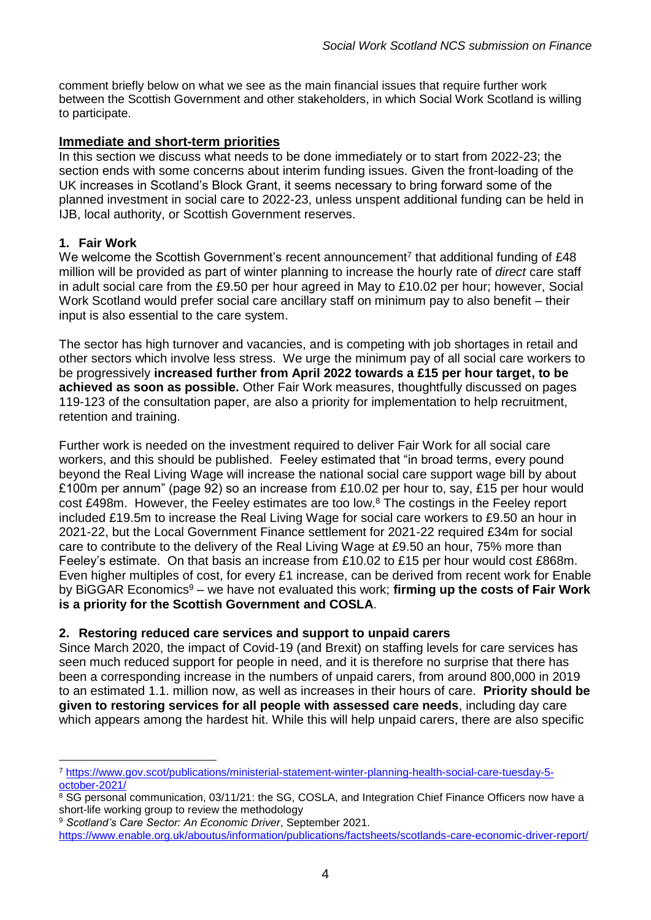comment briefly below on what we see as the main financial issues that require further work between the Scottish Government and other stakeholders, in which Social Work Scotland is willing to participate.

## Immediate and short-term priorities

In this section we discuss what needs to be done immediately or to start from 2022-23; the section ends with some concerns about interim funding issues. Given the front-loading of the UK increases in Scotland's Block Grant, it seems necessary to bring forward some of the planned investment in social care to 2022-23, unless unspent additional funding can be held in IJB, local authority, or Scottish Government reserves.

### 1. Fair Work

We welcome the Scottish Government's recent announcement[7] that additional funding of £48 million will be provided as part of winter planning to increase the hourly rate of *direct* care staff in adult social care from the £9.50 per hour agreed in May to £10.02 per hour; however, Social Work Scotland would prefer social care ancillary staff on minimum pay to also benefit – their input is also essential to the care system.

The sector has high turnover and vacancies, and is competing with job shortages in retail and other sectors which involve less stress. We urge the minimum pay of all social care workers to be progressively **increased further from April 2022 towards a £15 per hour target, to be achieved as soon as possible.** Other Fair Work measures, thoughtfully discussed on pages 119-123 of the consultation paper, are also a priority for implementation to help recruitment, retention and training.

Further work is needed on the investment required to deliver Fair Work for all social care workers, and this should be published. Feeley estimated that "in broad terms, every pound beyond the Real Living Wage will increase the national social care support wage bill by about £100m per annum" (page 92) so an increase from £10.02 per hour to, say, £15 per hour would cost £498m. However, the Feeley estimates are too low.[8] The costings in the Feeley report included £19.5m to increase the Real Living Wage for social care workers to £9.50 an hour in 2021-22, but the Local Government Finance settlement for 2021-22 required £34m for social care to contribute to the delivery of the Real Living Wage at £9.50 an hour, 75% more than Feeley's estimate. On that basis an increase from £10.02 to £15 per hour would cost £868m. Even higher multiples of cost, for every £1 increase, can be derived from recent work for Enable by BiGGAR Economics[9] – we have not evaluated this work; **firming up the costs of Fair Work is a priority for the Scottish Government and COSLA**.

### 2. Restoring reduced care services and support to unpaid carers

Since March 2020, the impact of Covid-19 (and Brexit) on staffing levels for care services has seen much reduced support for people in need, and it is therefore no surprise that there has been a corresponding increase in the numbers of unpaid carers, from around 800,000 in 2019 to an estimated 1.1. million now, as well as increases in their hours of care. **Priority should be given to restoring services for all people with assessed care needs**, including day care which appears among the hardest hit. While this will help unpaid carers, there are also specific

---

[7] https://www.gov.scot/publications/ministerial-statement-winter-planning-health-social-care-tuesday-5-october-2021/

[8] SG personal communication, 03/11/21: the SG, COSLA, and Integration Chief Finance Officers now have a short-life working group to review the methodology

[9] *Scotland's Care Sector: An Economic Driver*, September 2021. https://www.enable.org.uk/aboutus/information/publications/factsheets/scotlands-care-economic-driver-report/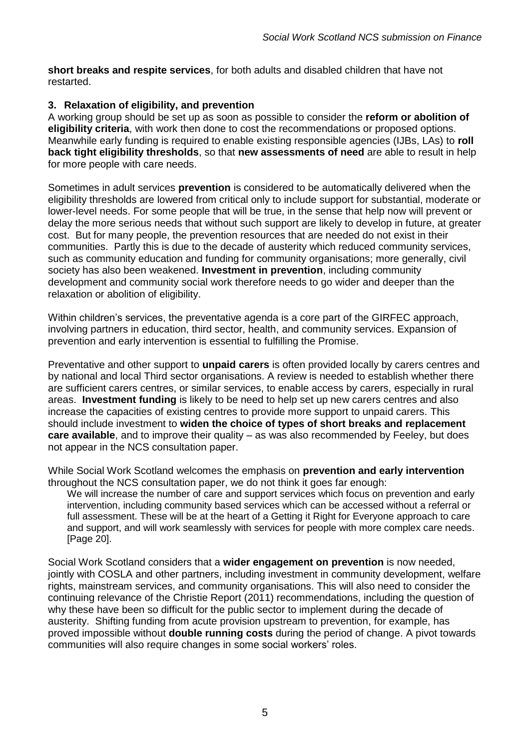**short breaks and respite services**, for both adults and disabled children that have not restarted.

### 3. Relaxation of eligibility, and prevention

A working group should be set up as soon as possible to consider the **reform or abolition of eligibility criteria**, with work then done to cost the recommendations or proposed options. Meanwhile early funding is required to enable existing responsible agencies (IJBs, LAs) to **roll back tight eligibility thresholds**, so that **new assessments of need** are able to result in help for more people with care needs.

Sometimes in adult services **prevention** is considered to be automatically delivered when the eligibility thresholds are lowered from critical only to include support for substantial, moderate or lower-level needs. For some people that will be true, in the sense that help now will prevent or delay the more serious needs that without such support are likely to develop in future, at greater cost. But for many people, the prevention resources that are needed do not exist in their communities. Partly this is due to the decade of austerity which reduced community services, such as community education and funding for community organisations; more generally, civil society has also been weakened. **Investment in prevention**, including community development and community social work therefore needs to go wider and deeper than the relaxation or abolition of eligibility.

Within children's services, the preventative agenda is a core part of the GIRFEC approach, involving partners in education, third sector, health, and community services. Expansion of prevention and early intervention is essential to fulfilling the Promise.

Preventative and other support to **unpaid carers** is often provided locally by carers centres and by national and local Third sector organisations. A review is needed to establish whether there are sufficient carers centres, or similar services, to enable access by carers, especially in rural areas. **Investment funding** is likely to be need to help set up new carers centres and also increase the capacities of existing centres to provide more support to unpaid carers. This should include investment to **widen the choice of types of short breaks and replacement care available**, and to improve their quality – as was also recommended by Feeley, but does not appear in the NCS consultation paper.

While Social Work Scotland welcomes the emphasis on **prevention and early intervention** throughout the NCS consultation paper, we do not think it goes far enough:

> We will increase the number of care and support services which focus on prevention and early intervention, including community based services which can be accessed without a referral or full assessment. These will be at the heart of a Getting it Right for Everyone approach to care and support, and will work seamlessly with services for people with more complex care needs. [Page 20].

Social Work Scotland considers that a **wider engagement on prevention** is now needed, jointly with COSLA and other partners, including investment in community development, welfare rights, mainstream services, and community organisations. This will also need to consider the continuing relevance of the Christie Report (2011) recommendations, including the question of why these have been so difficult for the public sector to implement during the decade of austerity. Shifting funding from acute provision upstream to prevention, for example, has proved impossible without **double running costs** during the period of change. A pivot towards communities will also require changes in some social workers' roles.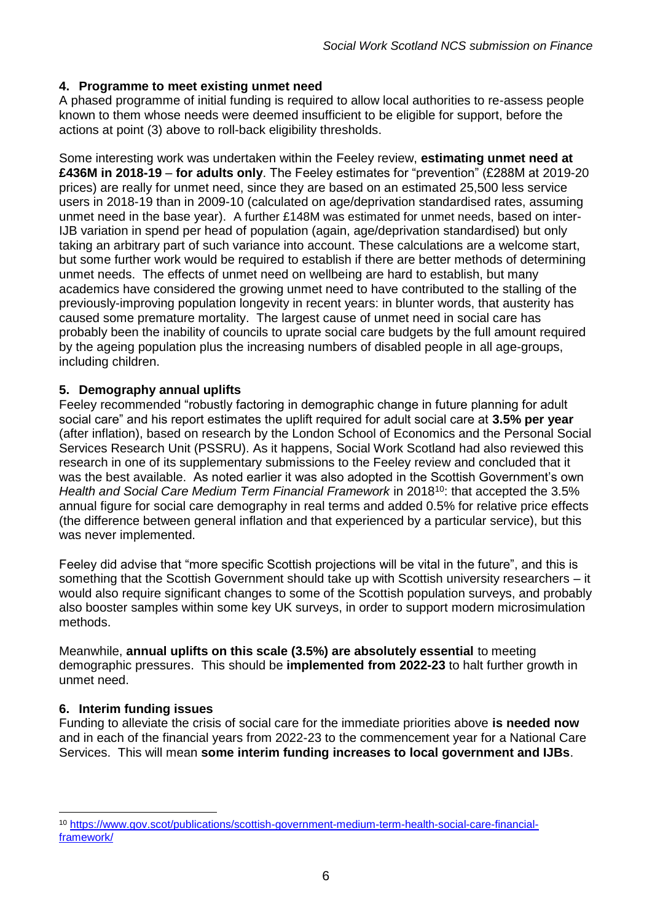## 4. Programme to meet existing unmet need

A phased programme of initial funding is required to allow local authorities to re-assess people known to them whose needs were deemed insufficient to be eligible for support, before the actions at point (3) above to roll-back eligibility thresholds.

Some interesting work was undertaken within the Feeley review, **estimating unmet need at £436M in 2018-19** – **for adults only**. The Feeley estimates for "prevention" (£288M at 2019-20 prices) are really for unmet need, since they are based on an estimated 25,500 less service users in 2018-19 than in 2009-10 (calculated on age/deprivation standardised rates, assuming unmet need in the base year). A further £148M was estimated for unmet needs, based on inter-IJB variation in spend per head of population (again, age/deprivation standardised) but only taking an arbitrary part of such variance into account. These calculations are a welcome start, but some further work would be required to establish if there are better methods of determining unmet needs. The effects of unmet need on wellbeing are hard to establish, but many academics have considered the growing unmet need to have contributed to the stalling of the previously-improving population longevity in recent years: in blunter words, that austerity has caused some premature mortality. The largest cause of unmet need in social care has probably been the inability of councils to uprate social care budgets by the full amount required by the ageing population plus the increasing numbers of disabled people in all age-groups, including children.

## 5. Demography annual uplifts

Feeley recommended "robustly factoring in demographic change in future planning for adult social care" and his report estimates the uplift required for adult social care at **3.5% per year** (after inflation), based on research by the London School of Economics and the Personal Social Services Research Unit (PSSRU). As it happens, Social Work Scotland had also reviewed this research in one of its supplementary submissions to the Feeley review and concluded that it was the best available. As noted earlier it was also adopted in the Scottish Government's own *Health and Social Care Medium Term Financial Framework* in 2018[10]: that accepted the 3.5% annual figure for social care demography in real terms and added 0.5% for relative price effects (the difference between general inflation and that experienced by a particular service), but this was never implemented.

Feeley did advise that "more specific Scottish projections will be vital in the future", and this is something that the Scottish Government should take up with Scottish university researchers – it would also require significant changes to some of the Scottish population surveys, and probably also booster samples within some key UK surveys, in order to support modern microsimulation methods.

Meanwhile, **annual uplifts on this scale (3.5%) are absolutely essential** to meeting demographic pressures. This should be **implemented from 2022-23** to halt further growth in unmet need.

## 6. Interim funding issues

Funding to alleviate the crisis of social care for the immediate priorities above **is needed now** and in each of the financial years from 2022-23 to the commencement year for a National Care Services. This will mean **some interim funding increases to local government and IJBs**.

---

[10] https://www.gov.scot/publications/scottish-government-medium-term-health-social-care-financial-framework/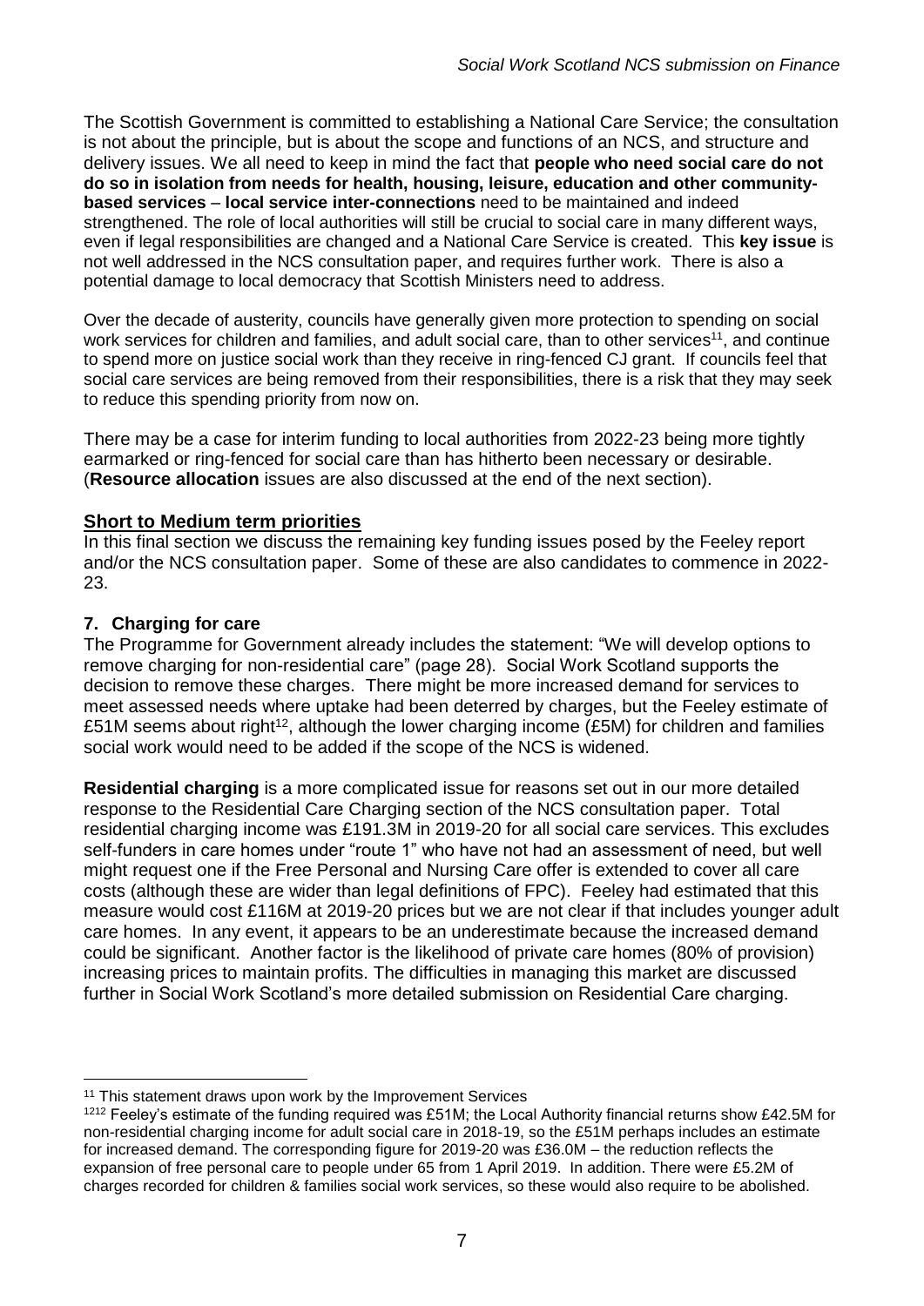The Scottish Government is committed to establishing a National Care Service; the consultation is not about the principle, but is about the scope and functions of an NCS, and structure and delivery issues. We all need to keep in mind the fact that **people who need social care do not do so in isolation from needs for health, housing, leisure, education and other community-based services** – **local service inter-connections** need to be maintained and indeed strengthened. The role of local authorities will still be crucial to social care in many different ways, even if legal responsibilities are changed and a National Care Service is created. This **key issue** is not well addressed in the NCS consultation paper, and requires further work. There is also a potential damage to local democracy that Scottish Ministers need to address.

Over the decade of austerity, councils have generally given more protection to spending on social work services for children and families, and adult social care, than to other services[11], and continue to spend more on justice social work than they receive in ring-fenced CJ grant. If councils feel that social care services are being removed from their responsibilities, there is a risk that they may seek to reduce this spending priority from now on.

There may be a case for interim funding to local authorities from 2022-23 being more tightly earmarked or ring-fenced for social care than has hitherto been necessary or desirable. (**Resource allocation** issues are also discussed at the end of the next section).

## Short to Medium term priorities

In this final section we discuss the remaining key funding issues posed by the Feeley report and/or the NCS consultation paper. Some of these are also candidates to commence in 2022-23.

### 7. Charging for care

The Programme for Government already includes the statement: "We will develop options to remove charging for non-residential care" (page 28). Social Work Scotland supports the decision to remove these charges. There might be more increased demand for services to meet assessed needs where uptake had been deterred by charges, but the Feeley estimate of £51M seems about right[12], although the lower charging income (£5M) for children and families social work would need to be added if the scope of the NCS is widened.

**Residential charging** is a more complicated issue for reasons set out in our more detailed response to the Residential Care Charging section of the NCS consultation paper. Total residential charging income was £191.3M in 2019-20 for all social care services. This excludes self-funders in care homes under "route 1" who have not had an assessment of need, but well might request one if the Free Personal and Nursing Care offer is extended to cover all care costs (although these are wider than legal definitions of FPC). Feeley had estimated that this measure would cost £116M at 2019-20 prices but we are not clear if that includes younger adult care homes. In any event, it appears to be an underestimate because the increased demand could be significant. Another factor is the likelihood of private care homes (80% of provision) increasing prices to maintain profits. The difficulties in managing this market are discussed further in Social Work Scotland's more detailed submission on Residential Care charging.

---

[11] This statement draws upon work by the Improvement Services

[12] Feeley's estimate of the funding required was £51M; the Local Authority financial returns show £42.5M for non-residential charging income for adult social care in 2018-19, so the £51M perhaps includes an estimate for increased demand. The corresponding figure for 2019-20 was £36.0M – the reduction reflects the expansion of free personal care to people under 65 from 1 April 2019. In addition. There were £5.2M of charges recorded for children & families social work services, so these would also require to be abolished.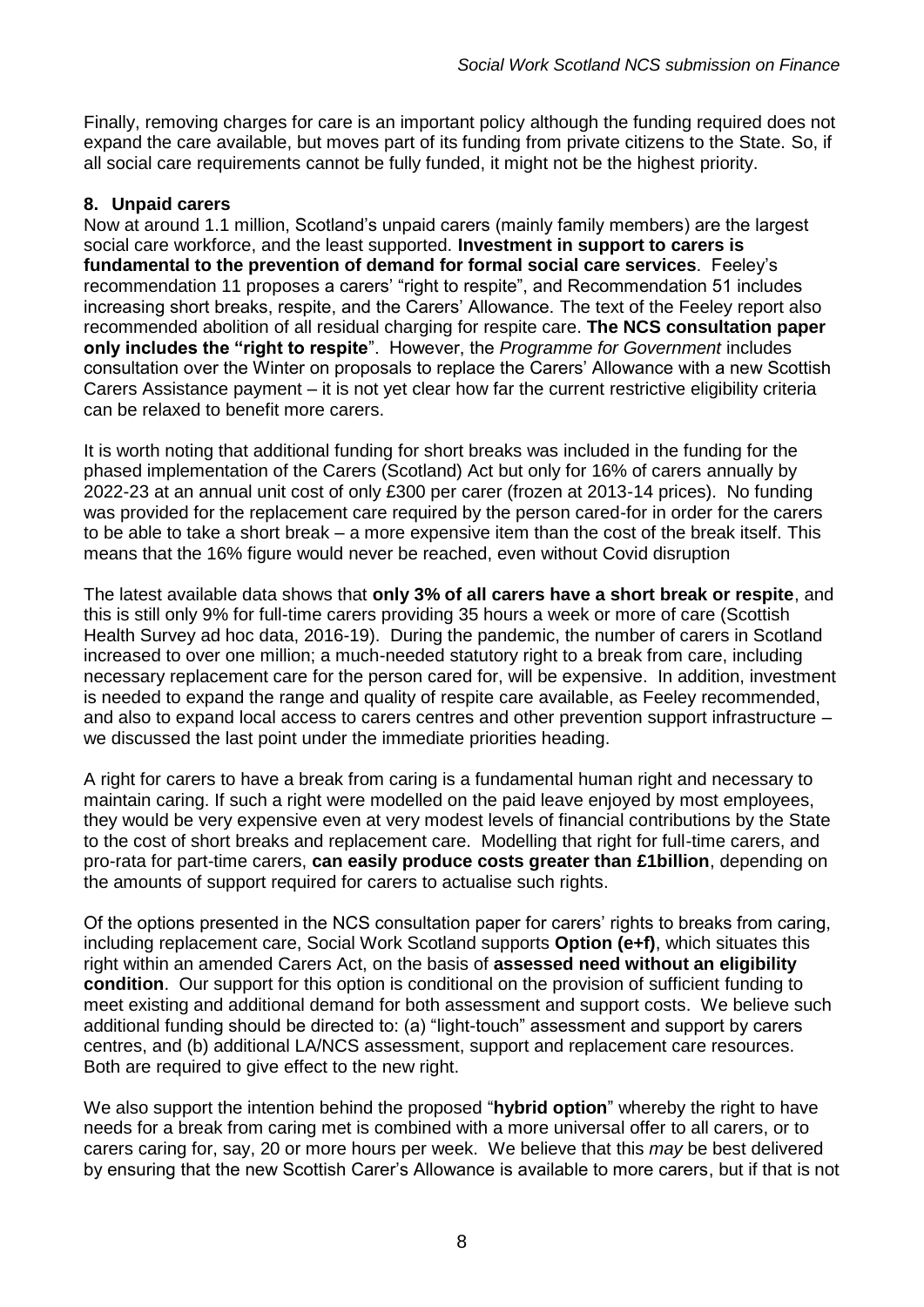Finally, removing charges for care is an important policy although the funding required does not expand the care available, but moves part of its funding from private citizens to the State. So, if all social care requirements cannot be fully funded, it might not be the highest priority.

## 8. Unpaid carers

Now at around 1.1 million, Scotland's unpaid carers (mainly family members) are the largest social care workforce, and the least supported. **Investment in support to carers is fundamental to the prevention of demand for formal social care services**. Feeley's recommendation 11 proposes a carers' "right to respite", and Recommendation 51 includes increasing short breaks, respite, and the Carers' Allowance. The text of the Feeley report also recommended abolition of all residual charging for respite care. **The NCS consultation paper only includes the "right to respite**". However, the *Programme for Government* includes consultation over the Winter on proposals to replace the Carers' Allowance with a new Scottish Carers Assistance payment – it is not yet clear how far the current restrictive eligibility criteria can be relaxed to benefit more carers.

It is worth noting that additional funding for short breaks was included in the funding for the phased implementation of the Carers (Scotland) Act but only for 16% of carers annually by 2022-23 at an annual unit cost of only £300 per carer (frozen at 2013-14 prices). No funding was provided for the replacement care required by the person cared-for in order for the carers to be able to take a short break – a more expensive item than the cost of the break itself. This means that the 16% figure would never be reached, even without Covid disruption

The latest available data shows that **only 3% of all carers have a short break or respite**, and this is still only 9% for full-time carers providing 35 hours a week or more of care (Scottish Health Survey ad hoc data, 2016-19). During the pandemic, the number of carers in Scotland increased to over one million; a much-needed statutory right to a break from care, including necessary replacement care for the person cared for, will be expensive. In addition, investment is needed to expand the range and quality of respite care available, as Feeley recommended, and also to expand local access to carers centres and other prevention support infrastructure – we discussed the last point under the immediate priorities heading.

A right for carers to have a break from caring is a fundamental human right and necessary to maintain caring. If such a right were modelled on the paid leave enjoyed by most employees, they would be very expensive even at very modest levels of financial contributions by the State to the cost of short breaks and replacement care. Modelling that right for full-time carers, and pro-rata for part-time carers, **can easily produce costs greater than £1billion**, depending on the amounts of support required for carers to actualise such rights.

Of the options presented in the NCS consultation paper for carers' rights to breaks from caring, including replacement care, Social Work Scotland supports **Option (e+f)**, which situates this right within an amended Carers Act, on the basis of **assessed need without an eligibility condition**. Our support for this option is conditional on the provision of sufficient funding to meet existing and additional demand for both assessment and support costs. We believe such additional funding should be directed to: (a) "light-touch" assessment and support by carers centres, and (b) additional LA/NCS assessment, support and replacement care resources. Both are required to give effect to the new right.

We also support the intention behind the proposed "**hybrid option**" whereby the right to have needs for a break from caring met is combined with a more universal offer to all carers, or to carers caring for, say, 20 or more hours per week. We believe that this *may* be best delivered by ensuring that the new Scottish Carer's Allowance is available to more carers, but if that is not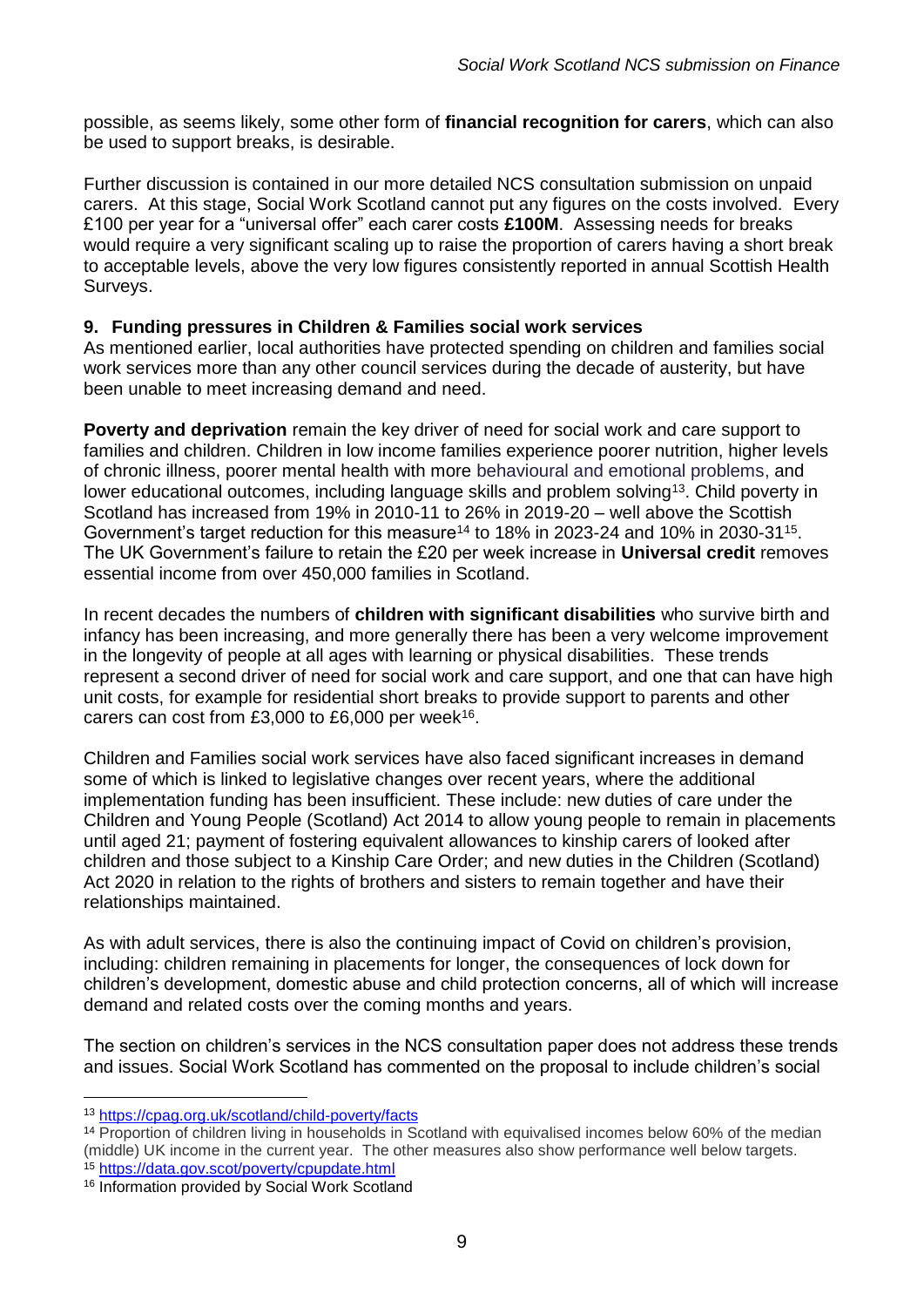possible, as seems likely, some other form of **financial recognition for carers**, which can also be used to support breaks, is desirable.

Further discussion is contained in our more detailed NCS consultation submission on unpaid carers. At this stage, Social Work Scotland cannot put any figures on the costs involved. Every £100 per year for a "universal offer" each carer costs **£100M**. Assessing needs for breaks would require a very significant scaling up to raise the proportion of carers having a short break to acceptable levels, above the very low figures consistently reported in annual Scottish Health Surveys.

## 9. Funding pressures in Children & Families social work services

As mentioned earlier, local authorities have protected spending on children and families social work services more than any other council services during the decade of austerity, but have been unable to meet increasing demand and need.

**Poverty and deprivation** remain the key driver of need for social work and care support to families and children. Children in low income families experience poorer nutrition, higher levels of chronic illness, poorer mental health with more behavioural and emotional problems, and lower educational outcomes, including language skills and problem solving[13]. Child poverty in Scotland has increased from 19% in 2010-11 to 26% in 2019-20 – well above the Scottish Government's target reduction for this measure[14] to 18% in 2023-24 and 10% in 2030-31[15]. The UK Government's failure to retain the £20 per week increase in **Universal credit** removes essential income from over 450,000 families in Scotland.

In recent decades the numbers of **children with significant disabilities** who survive birth and infancy has been increasing, and more generally there has been a very welcome improvement in the longevity of people at all ages with learning or physical disabilities. These trends represent a second driver of need for social work and care support, and one that can have high unit costs, for example for residential short breaks to provide support to parents and other carers can cost from £3,000 to £6,000 per week[16].

Children and Families social work services have also faced significant increases in demand some of which is linked to legislative changes over recent years, where the additional implementation funding has been insufficient. These include: new duties of care under the Children and Young People (Scotland) Act 2014 to allow young people to remain in placements until aged 21; payment of fostering equivalent allowances to kinship carers of looked after children and those subject to a Kinship Care Order; and new duties in the Children (Scotland) Act 2020 in relation to the rights of brothers and sisters to remain together and have their relationships maintained.

As with adult services, there is also the continuing impact of Covid on children's provision, including: children remaining in placements for longer, the consequences of lock down for children's development, domestic abuse and child protection concerns, all of which will increase demand and related costs over the coming months and years.

The section on children's services in the NCS consultation paper does not address these trends and issues. Social Work Scotland has commented on the proposal to include children's social

---

[13] https://cpag.org.uk/scotland/child-poverty/facts

[14] Proportion of children living in households in Scotland with equivalised incomes below 60% of the median (middle) UK income in the current year. The other measures also show performance well below targets.

[15] https://data.gov.scot/poverty/cpupdate.html

[16] Information provided by Social Work Scotland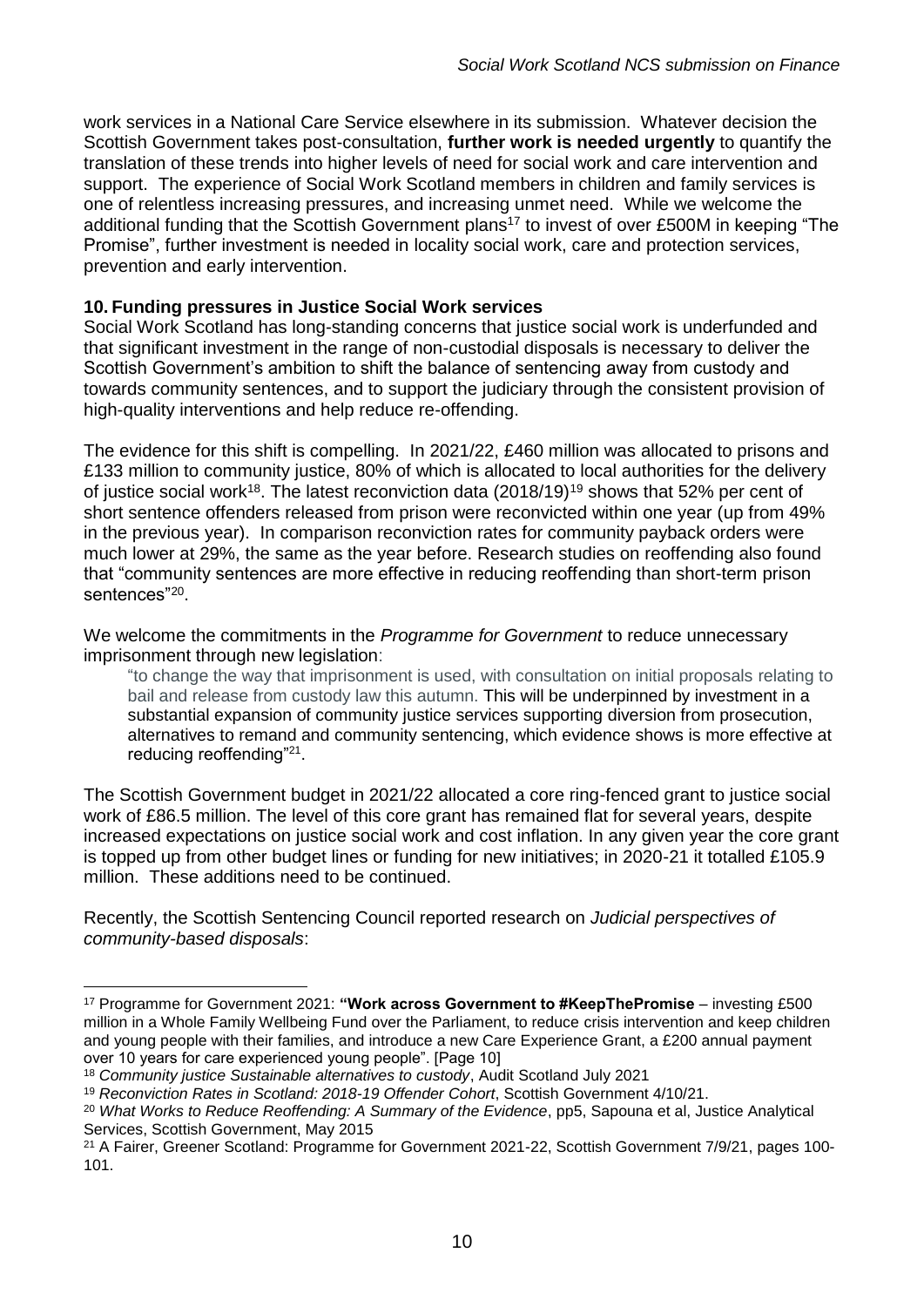work services in a National Care Service elsewhere in its submission. Whatever decision the Scottish Government takes post-consultation, **further work is needed urgently** to quantify the translation of these trends into higher levels of need for social work and care intervention and support. The experience of Social Work Scotland members in children and family services is one of relentless increasing pressures, and increasing unmet need. While we welcome the additional funding that the Scottish Government plans[17] to invest of over £500M in keeping "The Promise", further investment is needed in locality social work, care and protection services, prevention and early intervention.

**10. Funding pressures in Justice Social Work services**

Social Work Scotland has long-standing concerns that justice social work is underfunded and that significant investment in the range of non-custodial disposals is necessary to deliver the Scottish Government's ambition to shift the balance of sentencing away from custody and towards community sentences, and to support the judiciary through the consistent provision of high-quality interventions and help reduce re-offending.

The evidence for this shift is compelling. In 2021/22, £460 million was allocated to prisons and £133 million to community justice, 80% of which is allocated to local authorities for the delivery of justice social work[18]. The latest reconviction data (2018/19)[19] shows that 52% per cent of short sentence offenders released from prison were reconvicted within one year (up from 49% in the previous year). In comparison reconviction rates for community payback orders were much lower at 29%, the same as the year before. Research studies on reoffending also found that "community sentences are more effective in reducing reoffending than short-term prison sentences"[20].

We welcome the commitments in the *Programme for Government* to reduce unnecessary imprisonment through new legislation:

> "to change the way that imprisonment is used, with consultation on initial proposals relating to bail and release from custody law this autumn. This will be underpinned by investment in a substantial expansion of community justice services supporting diversion from prosecution, alternatives to remand and community sentencing, which evidence shows is more effective at reducing reoffending"[21].

The Scottish Government budget in 2021/22 allocated a core ring-fenced grant to justice social work of £86.5 million. The level of this core grant has remained flat for several years, despite increased expectations on justice social work and cost inflation. In any given year the core grant is topped up from other budget lines or funding for new initiatives; in 2020-21 it totalled £105.9 million. These additions need to be continued.

Recently, the Scottish Sentencing Council reported research on *Judicial perspectives of community-based disposals*:

---

[17] Programme for Government 2021: **"Work across Government to #KeepThePromise** – investing £500 million in a Whole Family Wellbeing Fund over the Parliament, to reduce crisis intervention and keep children and young people with their families, and introduce a new Care Experience Grant, a £200 annual payment over 10 years for care experienced young people". [Page 10]

[18] *Community justice Sustainable alternatives to custody*, Audit Scotland July 2021

[19] *Reconviction Rates in Scotland: 2018-19 Offender Cohort*, Scottish Government 4/10/21.

[20] *What Works to Reduce Reoffending: A Summary of the Evidence*, pp5, Sapouna et al, Justice Analytical Services, Scottish Government, May 2015

[21] A Fairer, Greener Scotland: Programme for Government 2021-22, Scottish Government 7/9/21, pages 100-101.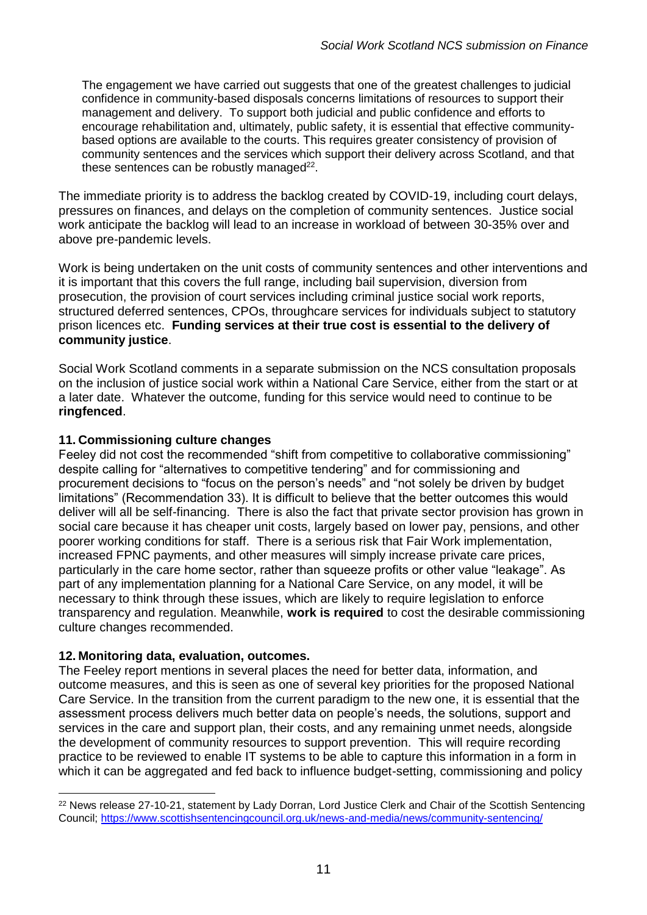> The engagement we have carried out suggests that one of the greatest challenges to judicial confidence in community-based disposals concerns limitations of resources to support their management and delivery. To support both judicial and public confidence and efforts to encourage rehabilitation and, ultimately, public safety, it is essential that effective community-based options are available to the courts. This requires greater consistency of provision of community sentences and the services which support their delivery across Scotland, and that these sentences can be robustly managed[22].

The immediate priority is to address the backlog created by COVID-19, including court delays, pressures on finances, and delays on the completion of community sentences. Justice social work anticipate the backlog will lead to an increase in workload of between 30-35% over and above pre-pandemic levels.

Work is being undertaken on the unit costs of community sentences and other interventions and it is important that this covers the full range, including bail supervision, diversion from prosecution, the provision of court services including criminal justice social work reports, structured deferred sentences, CPOs, throughcare services for individuals subject to statutory prison licences etc. **Funding services at their true cost is essential to the delivery of community justice**.

Social Work Scotland comments in a separate submission on the NCS consultation proposals on the inclusion of justice social work within a National Care Service, either from the start or at a later date. Whatever the outcome, funding for this service would need to continue to be **ringfenced**.

### 11. Commissioning culture changes

Feeley did not cost the recommended "shift from competitive to collaborative commissioning" despite calling for "alternatives to competitive tendering" and for commissioning and procurement decisions to "focus on the person's needs" and "not solely be driven by budget limitations" (Recommendation 33). It is difficult to believe that the better outcomes this would deliver will all be self-financing. There is also the fact that private sector provision has grown in social care because it has cheaper unit costs, largely based on lower pay, pensions, and other poorer working conditions for staff. There is a serious risk that Fair Work implementation, increased FPNC payments, and other measures will simply increase private care prices, particularly in the care home sector, rather than squeeze profits or other value "leakage". As part of any implementation planning for a National Care Service, on any model, it will be necessary to think through these issues, which are likely to require legislation to enforce transparency and regulation. Meanwhile, **work is required** to cost the desirable commissioning culture changes recommended.

### 12. Monitoring data, evaluation, outcomes.

The Feeley report mentions in several places the need for better data, information, and outcome measures, and this is seen as one of several key priorities for the proposed National Care Service. In the transition from the current paradigm to the new one, it is essential that the assessment process delivers much better data on people's needs, the solutions, support and services in the care and support plan, their costs, and any remaining unmet needs, alongside the development of community resources to support prevention. This will require recording practice to be reviewed to enable IT systems to be able to capture this information in a form in which it can be aggregated and fed back to influence budget-setting, commissioning and policy

[22] News release 27-10-21, statement by Lady Dorran, Lord Justice Clerk and Chair of the Scottish Sentencing Council; https://www.scottishsentencingcouncil.org.uk/news-and-media/news/community-sentencing/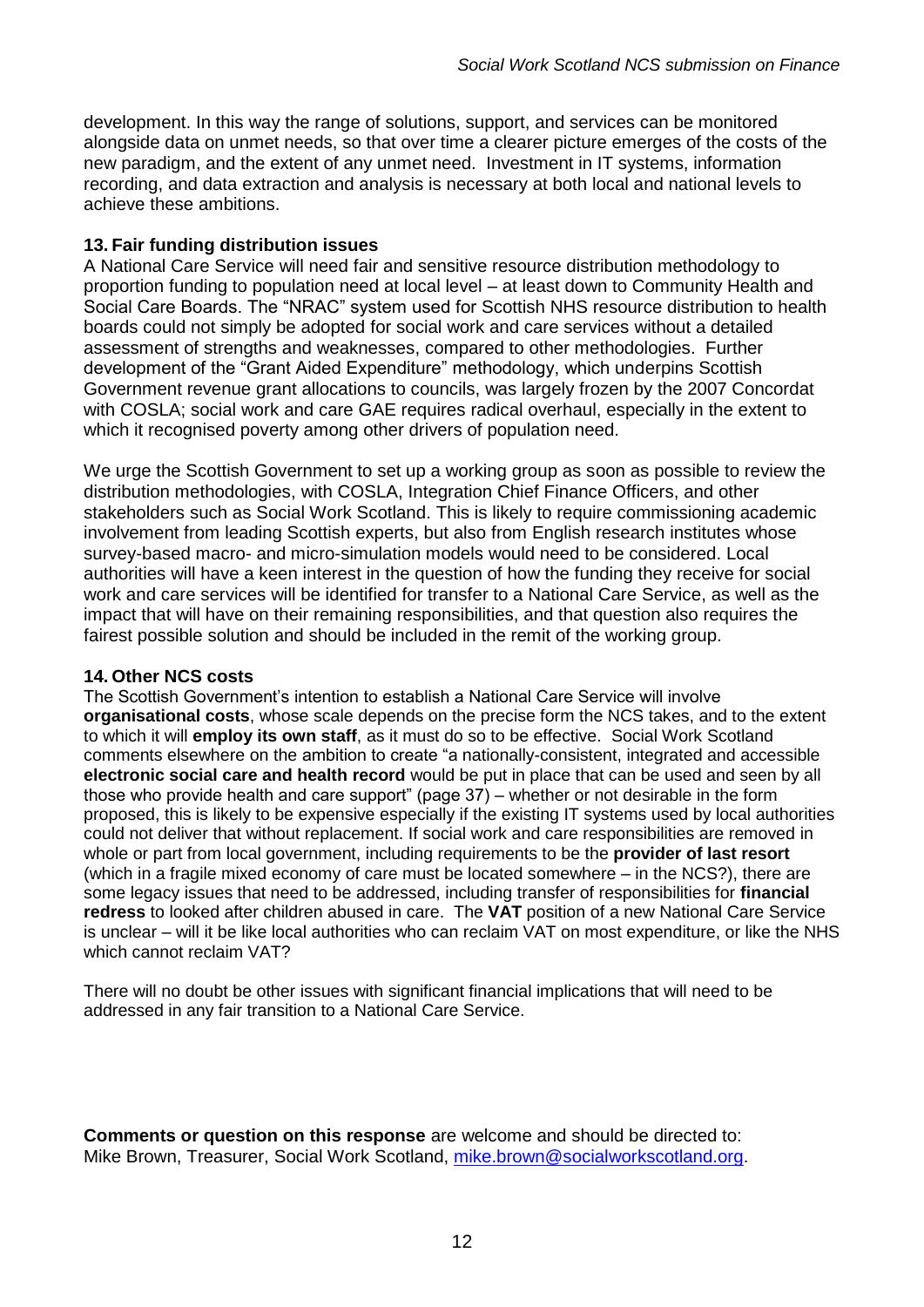development. In this way the range of solutions, support, and services can be monitored alongside data on unmet needs, so that over time a clearer picture emerges of the costs of the new paradigm, and the extent of any unmet need. Investment in IT systems, information recording, and data extraction and analysis is necessary at both local and national levels to achieve these ambitions.

## 13. Fair funding distribution issues

A National Care Service will need fair and sensitive resource distribution methodology to proportion funding to population need at local level – at least down to Community Health and Social Care Boards. The "NRAC" system used for Scottish NHS resource distribution to health boards could not simply be adopted for social work and care services without a detailed assessment of strengths and weaknesses, compared to other methodologies. Further development of the "Grant Aided Expenditure" methodology, which underpins Scottish Government revenue grant allocations to councils, was largely frozen by the 2007 Concordat with COSLA; social work and care GAE requires radical overhaul, especially in the extent to which it recognised poverty among other drivers of population need.

We urge the Scottish Government to set up a working group as soon as possible to review the distribution methodologies, with COSLA, Integration Chief Finance Officers, and other stakeholders such as Social Work Scotland. This is likely to require commissioning academic involvement from leading Scottish experts, but also from English research institutes whose survey-based macro- and micro-simulation models would need to be considered. Local authorities will have a keen interest in the question of how the funding they receive for social work and care services will be identified for transfer to a National Care Service, as well as the impact that will have on their remaining responsibilities, and that question also requires the fairest possible solution and should be included in the remit of the working group.

## 14. Other NCS costs

The Scottish Government's intention to establish a National Care Service will involve **organisational costs**, whose scale depends on the precise form the NCS takes, and to the extent to which it will **employ its own staff**, as it must do so to be effective. Social Work Scotland comments elsewhere on the ambition to create "a nationally-consistent, integrated and accessible **electronic social care and health record** would be put in place that can be used and seen by all those who provide health and care support" (page 37) – whether or not desirable in the form proposed, this is likely to be expensive especially if the existing IT systems used by local authorities could not deliver that without replacement. If social work and care responsibilities are removed in whole or part from local government, including requirements to be the **provider of last resort** (which in a fragile mixed economy of care must be located somewhere – in the NCS?), there are some legacy issues that need to be addressed, including transfer of responsibilities for **financial redress** to looked after children abused in care. The **VAT** position of a new National Care Service is unclear – will it be like local authorities who can reclaim VAT on most expenditure, or like the NHS which cannot reclaim VAT?

There will no doubt be other issues with significant financial implications that will need to be addressed in any fair transition to a National Care Service.

**Comments or question on this response** are welcome and should be directed to: Mike Brown, Treasurer, Social Work Scotland, mike.brown@socialworkscotland.org.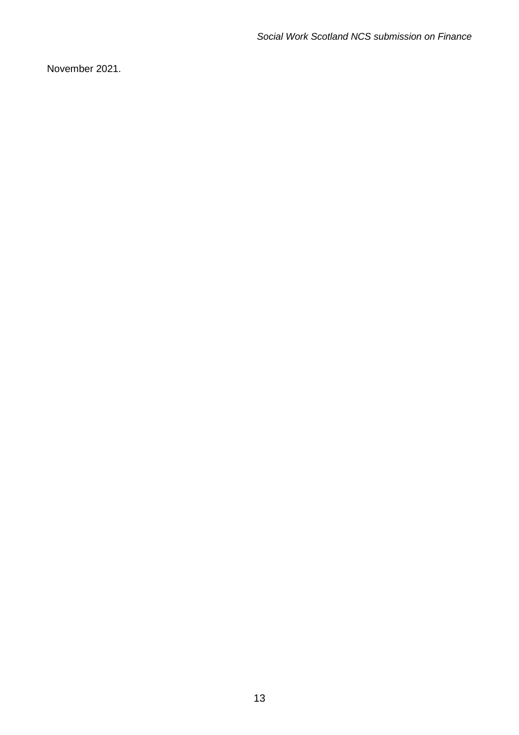November 2021.